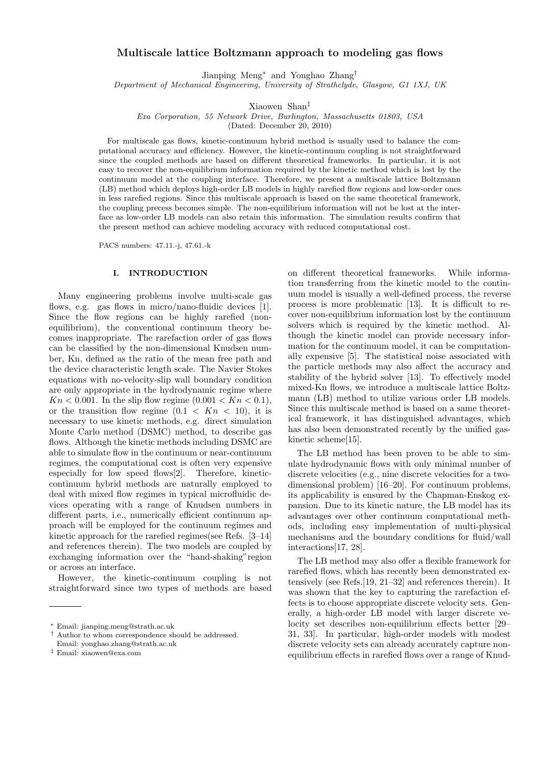# Multiscale lattice Boltzmann approach to modeling gas flows

Jianping Meng* and Yonghao Zhang†

*Department of Mechanical Engineering, University of Strathclyde, Glasgow, G1 1XJ, UK*

Xiaowen Shan‡

*Exa Corporation, 55 Network Drive, Burlington, Massachusetts 01803, USA*

(Dated: December 20, 2010)

For multiscale gas flows, kinetic-continuum hybrid method is usually used to balance the computational accuracy and efficiency. However, the kinetic-continuum coupling is not straightforward since the coupled methods are based on different theoretical frameworks. In particular, it is not easy to recover the non-equilibrium information required by the kinetic method which is lost by the continuum model at the coupling interface. Therefore, we present a multiscale lattice Boltzmann (LB) method which deploys high-order LB models in highly rarefied flow regions and low-order ones in less rarefied regions. Since this multiscale approach is based on the same theoretical framework, the coupling precess becomes simple. The non-equilibrium information will not be lost at the interface as low-order LB models can also retain this information. The simulation results confirm that the present method can achieve modeling accuracy with reduced computational cost.

PACS numbers: 47.11.-j, 47.61.-k

## I. INTRODUCTION

Many engineering problems involve multi-scale gas flows, e.g. gas flows in micro/nano-fluidic devices [1]. Since the flow regions can be highly rarefied (non-equilibrium), the conventional continuum theory becomes inappropriate. The rarefaction order of gas flows can be classified by the non-dimensional Knudsen number, Kn, defined as the ratio of the mean free path and the device characteristic length scale. The Navier Stokes equations with no-velocity-slip wall boundary condition are only appropriate in the hydrodynamic regime where $Kn < 0.001$. In the slip flow regime ($0.001 < Kn < 0.1$), or the transition flow regime ($0.1 < Kn < 10$), it is necessary to use kinetic methods, e.g. direct simulation Monte Carlo method (DSMC), to describe gas flows. Although the kinetic methods including DSMC are able to simulate flow in the continuum or near-continuum regimes, the computational cost is often very expensive especially for low speed flows[2]. Therefore, kinetic-continuum hybrid methods are naturally employed to deal with mixed flow regimes in typical microfluidic devices operating with a range of Knudsen numbers in different parts, i.e., numerically efficient continuum approach will be employed for the continuum regimes and kinetic approach for the rarefied regimes(see Refs. [3–14] and references therein). The two models are coupled by exchanging information over the "hand-shaking"region or across an interface.

However, the kinetic-continuum coupling is not straightforward since two types of methods are based on different theoretical frameworks. While information transferring from the kinetic model to the continuum model is usually a well-defined process, the reverse process is more problematic [13]. It is difficult to recover non-equilibrium information lost by the continuum solvers which is required by the kinetic method. Although the kinetic model can provide necessary information for the continuum model, it can be computationally expensive [5]. The statistical noise associated with the particle methods may also affect the accuracy and stability of the hybrid solver [13]. To effectively model mixed-Kn flows, we introduce a multiscale lattice Boltzmann (LB) method to utilize various order LB models. Since this multiscale method is based on a same theoretical framework, it has distinguished advantages, which has also been demonstrated recently by the unified gas-kinetic scheme[15].

The LB method has been proven to be able to simulate hydrodynamic flows with only minimal number of discrete velocities (e.g., nine discrete velocities for a two-dimensional problem) [16–20]. For continuum problems, its applicability is ensured by the Chapman-Enskog expansion. Due to its kinetic nature, the LB model has its advantages over other continuum computational methods, including easy implementation of multi-physical mechanisms and the boundary conditions for fluid/wall interactions[17, 28].

The LB method may also offer a flexible framework for rarefied flows, which has recently been demonstrated extensively (see Refs.[19, 21–32] and references therein). It was shown that the key to capturing the rarefaction effects is to choose appropriate discrete velocity sets. Generally, a high-order LB model with larger discrete velocity set describes non-equilibrium effects better [29–31, 33]. In particular, high-order models with modest discrete velocity sets can already accurately capture non-equilibrium effects in rarefied flows over a range of Knud-

---

* Email: jianping.meng@strath.ac.uk

† Author to whom correspondence should be addressed. Email: yonghao.zhang@strath.ac.uk

‡ Email: xiaowen@exa.com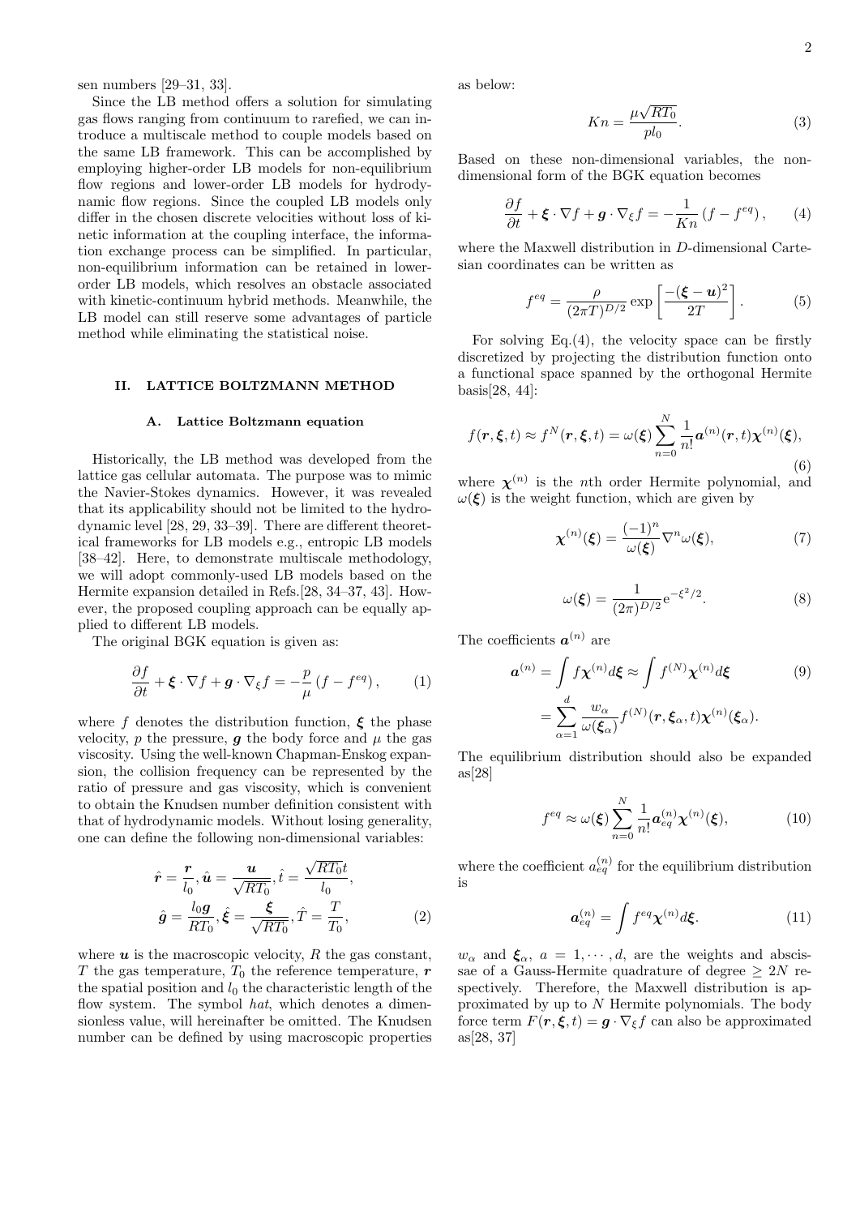sen numbers [29–31, 33].

Since the LB method offers a solution for simulating gas flows ranging from continuum to rarefied, we can introduce a multiscale method to couple models based on the same LB framework. This can be accomplished by employing higher-order LB models for non-equilibrium flow regions and lower-order LB models for hydrodynamic flow regions. Since the coupled LB models only differ in the chosen discrete velocities without loss of kinetic information at the coupling interface, the information exchange process can be simplified. In particular, non-equilibrium information can be retained in lower-order LB models, which resolves an obstacle associated with kinetic-continuum hybrid methods. Meanwhile, the LB model can still reserve some advantages of particle method while eliminating the statistical noise.

## II. LATTICE BOLTZMANN METHOD

### A. Lattice Boltzmann equation

Historically, the LB method was developed from the lattice gas cellular automata. The purpose was to mimic the Navier-Stokes dynamics. However, it was revealed that its applicability should not be limited to the hydrodynamic level [28, 29, 33–39]. There are different theoretical frameworks for LB models e.g., entropic LB models [38–42]. Here, to demonstrate multiscale methodology, we will adopt commonly-used LB models based on the Hermite expansion detailed in Refs.[28, 34–37, 43]. However, the proposed coupling approach can be equally applied to different LB models.

The original BGK equation is given as:

$$\frac{\partial f}{\partial t} + \boldsymbol{\xi} \cdot \nabla f + \boldsymbol{g} \cdot \nabla_{\xi} f = -\frac{p}{\mu}\left(f - f^{eq}\right), \tag{1}$$

where $f$ denotes the distribution function, $\boldsymbol{\xi}$ the phase velocity, $p$ the pressure, $\boldsymbol{g}$ the body force and $\mu$ the gas viscosity. Using the well-known Chapman-Enskog expansion, the collision frequency can be represented by the ratio of pressure and gas viscosity, which is convenient to obtain the Knudsen number definition consistent with that of hydrodynamic models. Without losing generality, one can define the following non-dimensional variables:

$$\hat{\boldsymbol{r}} = \frac{\boldsymbol{r}}{l_0}, \hat{\boldsymbol{u}} = \frac{\boldsymbol{u}}{\sqrt{RT_0}}, \hat{t} = \frac{\sqrt{RT_0}t}{l_0},$$
$$\hat{\boldsymbol{g}} = \frac{l_0 \boldsymbol{g}}{RT_0}, \hat{\boldsymbol{\xi}} = \frac{\boldsymbol{\xi}}{\sqrt{RT_0}}, \hat{T} = \frac{T}{T_0}, \tag{2}$$

where $\boldsymbol{u}$ is the macroscopic velocity, $R$ the gas constant, $T$ the gas temperature, $T_0$ the reference temperature, $\boldsymbol{r}$ the spatial position and $l_0$ the characteristic length of the flow system. The symbol *hat*, which denotes a dimensionless value, will hereinafter be omitted. The Knudsen number can be defined by using macroscopic properties as below:

$$Kn = \frac{\mu\sqrt{RT_0}}{pl_0}. \tag{3}$$

Based on these non-dimensional variables, the non-dimensional form of the BGK equation becomes

$$\frac{\partial f}{\partial t} + \boldsymbol{\xi} \cdot \nabla f + \boldsymbol{g} \cdot \nabla_{\xi} f = -\frac{1}{Kn}\left(f - f^{eq}\right), \tag{4}$$

where the Maxwell distribution in $D$-dimensional Cartesian coordinates can be written as

$$f^{eq} = \frac{\rho}{(2\pi T)^{D/2}} \exp\left[\frac{-(\boldsymbol{\xi} - \boldsymbol{u})^2}{2T}\right]. \tag{5}$$

For solving Eq.(4), the velocity space can be firstly discretized by projecting the distribution function onto a functional space spanned by the orthogonal Hermite basis[28, 44]:

$$f(\boldsymbol{r}, \boldsymbol{\xi}, t) \approx f^N(\boldsymbol{r}, \boldsymbol{\xi}, t) = \omega(\boldsymbol{\xi}) \sum_{n=0}^{N} \frac{1}{n!} \boldsymbol{a}^{(n)}(\boldsymbol{r}, t) \boldsymbol{\chi}^{(n)}(\boldsymbol{\xi}), \tag{6}$$

where $\boldsymbol{\chi}^{(n)}$ is the $n$th order Hermite polynomial, and $\omega(\boldsymbol{\xi})$ is the weight function, which are given by

$$\boldsymbol{\chi}^{(n)}(\boldsymbol{\xi}) = \frac{(-1)^n}{\omega(\boldsymbol{\xi})} \nabla^n \omega(\boldsymbol{\xi}), \tag{7}$$

$$\omega(\boldsymbol{\xi}) = \frac{1}{(2\pi)^{D/2}} \mathrm{e}^{-\xi^2/2}. \tag{8}$$

The coefficients $\boldsymbol{a}^{(n)}$ are

$$\begin{aligned} \boldsymbol{a}^{(n)} &= \int f \boldsymbol{\chi}^{(n)} d\boldsymbol{\xi} \approx \int f^{(N)} \boldsymbol{\chi}^{(n)} d\boldsymbol{\xi} \\ &= \sum_{\alpha=1}^{d} \frac{w_\alpha}{\omega(\boldsymbol{\xi}_\alpha)} f^{(N)}(\boldsymbol{r}, \boldsymbol{\xi}_\alpha, t) \boldsymbol{\chi}^{(n)}(\boldsymbol{\xi}_\alpha). \end{aligned} \tag{9}$$

The equilibrium distribution should also be expanded as[28]

$$f^{eq} \approx \omega(\boldsymbol{\xi}) \sum_{n=0}^{N} \frac{1}{n!} \boldsymbol{a}_{eq}^{(n)} \boldsymbol{\chi}^{(n)}(\boldsymbol{\xi}), \tag{10}$$

where the coefficient $a_{eq}^{(n)}$ for the equilibrium distribution is

$$\boldsymbol{a}_{eq}^{(n)} = \int f^{eq} \boldsymbol{\chi}^{(n)} d\boldsymbol{\xi}. \tag{11}$$

$w_\alpha$ and $\boldsymbol{\xi}_\alpha$, $a = 1, \cdots, d$, are the weights and abscissae of a Gauss-Hermite quadrature of degree $\geq 2N$ respectively. Therefore, the Maxwell distribution is approximated by up to $N$ Hermite polynomials. The body force term $F(\boldsymbol{r}, \boldsymbol{\xi}, t) = \boldsymbol{g} \cdot \nabla_{\xi} f$ can also be approximated as[28, 37]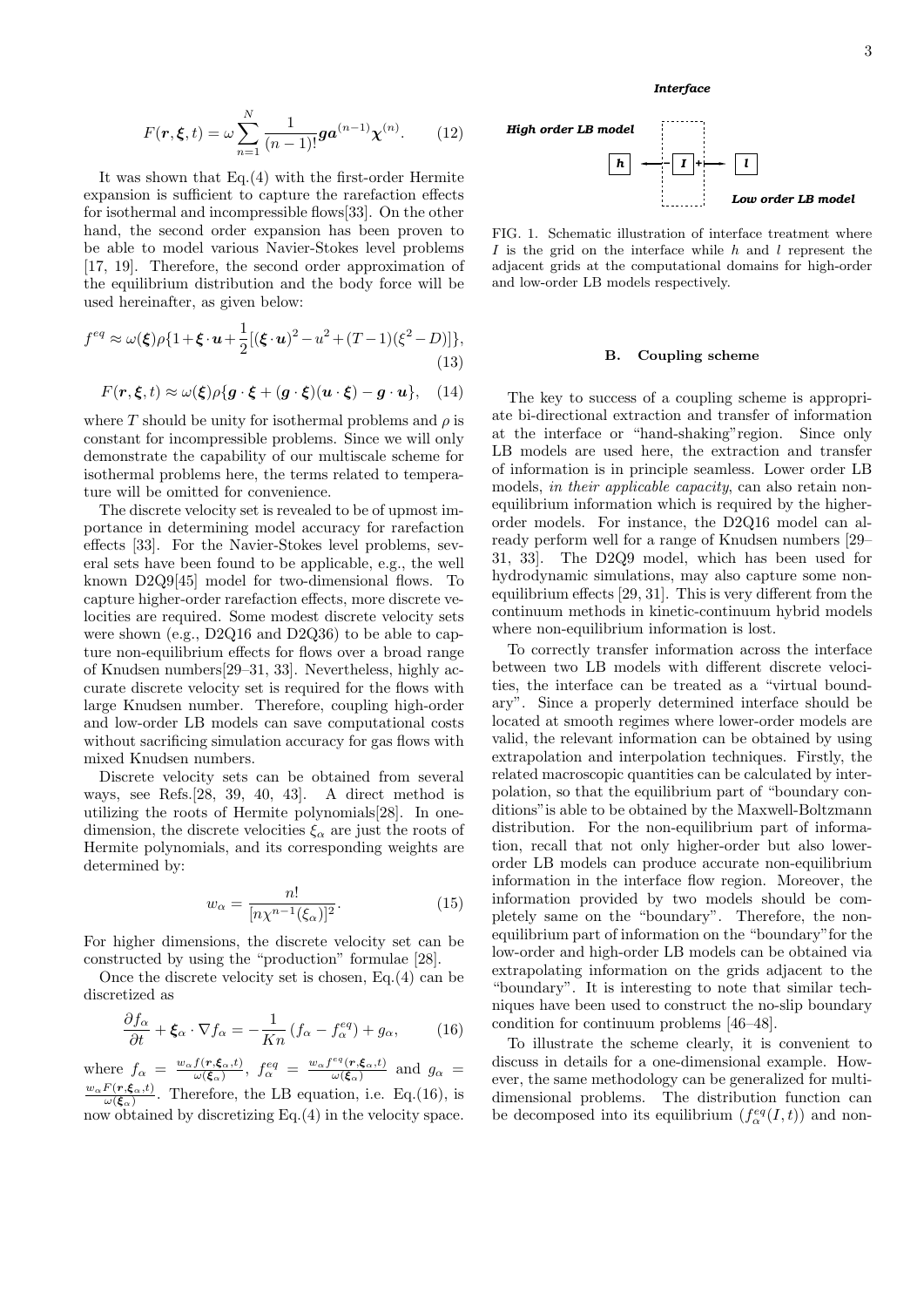$$F(\boldsymbol{r}, \boldsymbol{\xi}, t) = \omega \sum_{n=1}^{N} \frac{1}{(n-1)!} \boldsymbol{g} \boldsymbol{a}^{(n-1)} \boldsymbol{\chi}^{(n)}. \tag{12}$$

It was shown that Eq.(4) with the first-order Hermite expansion is sufficient to capture the rarefaction effects for isothermal and incompressible flows[33]. On the other hand, the second order expansion has been proven to be able to model various Navier-Stokes level problems [17, 19]. Therefore, the second order approximation of the equilibrium distribution and the body force will be used hereinafter, as given below:

$$f^{eq} \approx \omega(\boldsymbol{\xi})\rho\{1+\boldsymbol{\xi}\cdot\boldsymbol{u}+\frac{1}{2}[(\boldsymbol{\xi}\cdot\boldsymbol{u})^2-u^2+(T-1)(\xi^2-D)]\}, \tag{13}$$

$$F(\boldsymbol{r}, \boldsymbol{\xi}, t) \approx \omega(\boldsymbol{\xi})\rho\{\boldsymbol{g}\cdot\boldsymbol{\xi}+(\boldsymbol{g}\cdot\boldsymbol{\xi})(\boldsymbol{u}\cdot\boldsymbol{\xi})-\boldsymbol{g}\cdot\boldsymbol{u}\}, \tag{14}$$

where $T$ should be unity for isothermal problems and $\rho$ is constant for incompressible problems. Since we will only demonstrate the capability of our multiscale scheme for isothermal problems here, the terms related to temperature will be omitted for convenience.

The discrete velocity set is revealed to be of upmost importance in determining model accuracy for rarefaction effects [33]. For the Navier-Stokes level problems, several sets have been found to be applicable, e.g., the well known D2Q9[45] model for two-dimensional flows. To capture higher-order rarefaction effects, more discrete velocities are required. Some modest discrete velocity sets were shown (e.g., D2Q16 and D2Q36) to be able to capture non-equilibrium effects for flows over a broad range of Knudsen numbers[29–31, 33]. Nevertheless, highly accurate discrete velocity set is required for the flows with large Knudsen number. Therefore, coupling high-order and low-order LB models can save computational costs without sacrificing simulation accuracy for gas flows with mixed Knudsen numbers.

Discrete velocity sets can be obtained from several ways, see Refs.[28, 39, 40, 43]. A direct method is utilizing the roots of Hermite polynomials[28]. In one-dimension, the discrete velocities $\xi_\alpha$ are just the roots of Hermite polynomials, and its corresponding weights are determined by:

$$w_\alpha = \frac{n!}{[n\chi^{n-1}(\xi_\alpha)]^2}. \tag{15}$$

For higher dimensions, the discrete velocity set can be constructed by using the "production" formulae [28].

Once the discrete velocity set is chosen, Eq.(4) can be discretized as

$$\frac{\partial f_\alpha}{\partial t} + \boldsymbol{\xi}_\alpha \cdot \nabla f_\alpha = -\frac{1}{Kn}\left(f_\alpha - f_\alpha^{eq}\right) + g_\alpha, \tag{16}$$

where $f_\alpha = \frac{w_\alpha f(\boldsymbol{r},\boldsymbol{\xi}_\alpha,t)}{\omega(\boldsymbol{\xi}_\alpha)}$, $f_\alpha^{eq} = \frac{w_\alpha f^{eq}(\boldsymbol{r},\boldsymbol{\xi}_\alpha,t)}{\omega(\boldsymbol{\xi}_\alpha)}$ and $g_\alpha = \frac{w_\alpha F(\boldsymbol{r},\boldsymbol{\xi}_\alpha,t)}{\omega(\boldsymbol{\xi}_\alpha)}$. Therefore, the LB equation, i.e. Eq.(16), is now obtained by discretizing Eq.(4) in the velocity space.

*Interface*

***High order LB model*** — **h** ← **I** → **l** — ***Low order LB model***

FIG. 1. Schematic illustration of interface treatment where $I$ is the grid on the interface while $h$ and $l$ represent the adjacent grids at the computational domains for high-order and low-order LB models respectively.

### B. Coupling scheme

The key to success of a coupling scheme is appropriate bi-directional extraction and transfer of information at the interface or "hand-shaking"region. Since only LB models are used here, the extraction and transfer of information is in principle seamless. Lower order LB models, *in their applicable capacity*, can also retain non-equilibrium information which is required by the higher-order models. For instance, the D2Q16 model can already perform well for a range of Knudsen numbers [29–31, 33]. The D2Q9 model, which has been used for hydrodynamic simulations, may also capture some non-equilibrium effects [29, 31]. This is very different from the continuum methods in kinetic-continuum hybrid models where non-equilibrium information is lost.

To correctly transfer information across the interface between two LB models with different discrete velocities, the interface can be treated as a "virtual boundary". Since a properly determined interface should be located at smooth regimes where lower-order models are valid, the relevant information can be obtained by using extrapolation and interpolation techniques. Firstly, the related macroscopic quantities can be calculated by interpolation, so that the equilibrium part of "boundary conditions"is able to be obtained by the Maxwell-Boltzmann distribution. For the non-equilibrium part of information, recall that not only higher-order but also lower-order LB models can produce accurate non-equilibrium information in the interface flow region. Moreover, the information provided by two models should be completely same on the "boundary". Therefore, the non-equilibrium part of information on the "boundary"for the low-order and high-order LB models can be obtained via extrapolating information on the grids adjacent to the "boundary". It is interesting to note that similar techniques have been used to construct the no-slip boundary condition for continuum problems [46–48].

To illustrate the scheme clearly, it is convenient to discuss in details for a one-dimensional example. However, the same methodology can be generalized for multi-dimensional problems. The distribution function can be decomposed into its equilibrium ($f_\alpha^{eq}(I,t)$) and non-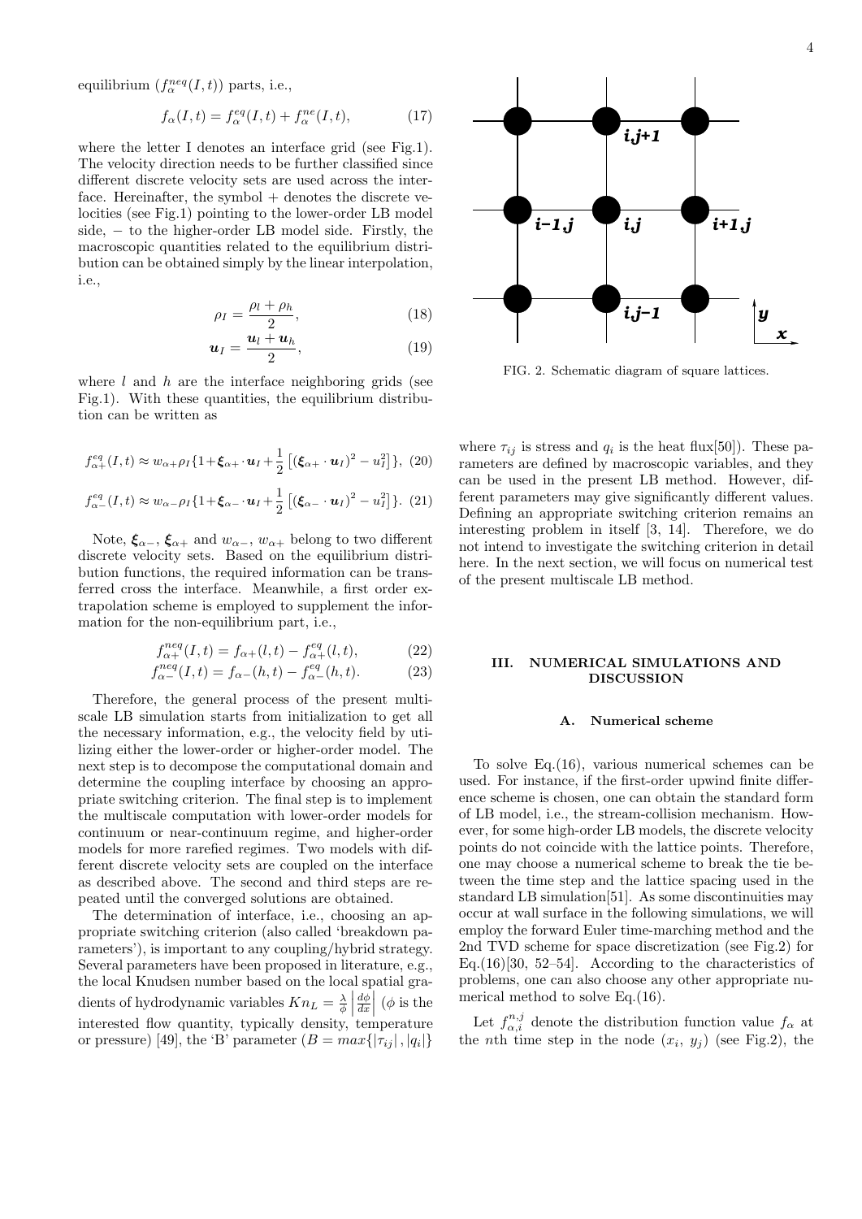equilibrium ($f_\alpha^{neq}(I,t)$) parts, i.e.,

$$f_\alpha(I,t) = f_\alpha^{eq}(I,t) + f_\alpha^{ne}(I,t), \tag{17}$$

where the letter I denotes an interface grid (see Fig.1). The velocity direction needs to be further classified since different discrete velocity sets are used across the interface. Hereinafter, the symbol + denotes the discrete velocities (see Fig.1) pointing to the lower-order LB model side, − to the higher-order LB model side. Firstly, the macroscopic quantities related to the equilibrium distribution can be obtained simply by the linear interpolation, i.e.,

$$\rho_I = \frac{\rho_l + \rho_h}{2}, \tag{18}$$

$$\boldsymbol{u}_I = \frac{\boldsymbol{u}_l + \boldsymbol{u}_h}{2}, \tag{19}$$

where $l$ and $h$ are the interface neighboring grids (see Fig.1). With these quantities, the equilibrium distribution can be written as

$$f_{\alpha+}^{eq}(I,t) \approx w_{\alpha+}\rho_I\{1+\boldsymbol{\xi}_{\alpha+}\cdot\boldsymbol{u}_I + \frac{1}{2}\left[(\boldsymbol{\xi}_{\alpha+}\cdot\boldsymbol{u}_I)^2 - u_I^2\right]\}, \tag{20}$$

$$f_{\alpha-}^{eq}(I,t) \approx w_{\alpha-}\rho_I\{1+\boldsymbol{\xi}_{\alpha-}\cdot\boldsymbol{u}_I + \frac{1}{2}\left[(\boldsymbol{\xi}_{\alpha-}\cdot\boldsymbol{u}_I)^2 - u_I^2\right]\}. \tag{21}$$

Note, $\boldsymbol{\xi}_{\alpha-}$, $\boldsymbol{\xi}_{\alpha+}$ and $w_{\alpha-}$, $w_{\alpha+}$ belong to two different discrete velocity sets. Based on the equilibrium distribution functions, the required information can be transferred cross the interface. Meanwhile, a first order extrapolation scheme is employed to supplement the information for the non-equilibrium part, i.e.,

$$f_{\alpha+}^{neq}(I,t) = f_{\alpha+}(l,t) - f_{\alpha+}^{eq}(l,t), \tag{22}$$

$$f_{\alpha-}^{neq}(I,t) = f_{\alpha-}(h,t) - f_{\alpha-}^{eq}(h,t). \tag{23}$$

Therefore, the general process of the present multiscale LB simulation starts from initialization to get all the necessary information, e.g., the velocity field by utilizing either the lower-order or higher-order model. The next step is to decompose the computational domain and determine the coupling interface by choosing an appropriate switching criterion. The final step is to implement the multiscale computation with lower-order models for continuum or near-continuum regime, and higher-order models for more rarefied regimes. Two models with different discrete velocity sets are coupled on the interface as described above. The second and third steps are repeated until the converged solutions are obtained.

The determination of interface, i.e., choosing an appropriate switching criterion (also called 'breakdown parameters'), is important to any coupling/hybrid strategy. Several parameters have been proposed in literature, e.g., the local Knudsen number based on the local spatial gradients of hydrodynamic variables $Kn_L = \frac{\lambda}{\phi}\left|\frac{d\phi}{dx}\right|$ ($\phi$ is the interested flow quantity, typically density, temperature or pressure) [49], the 'B' parameter ($B = max\{|\tau_{ij}|, |q_i|\}$ where $\tau_{ij}$ is stress and $q_i$ is the heat flux[50]). These parameters are defined by macroscopic variables, and they can be used in the present LB method. However, different parameters may give significantly different values. Defining an appropriate switching criterion remains an interesting problem in itself [3, 14]. Therefore, we do not intend to investigate the switching criterion in detail here. In the next section, we will focus on numerical test of the present multiscale LB method.

FIG. 2. Schematic diagram of square lattices.

## III. NUMERICAL SIMULATIONS AND DISCUSSION

### A. Numerical scheme

To solve Eq.(16), various numerical schemes can be used. For instance, if the first-order upwind finite difference scheme is chosen, one can obtain the standard form of LB model, i.e., the stream-collision mechanism. However, for some high-order LB models, the discrete velocity points do not coincide with the lattice points. Therefore, one may choose a numerical scheme to break the tie between the time step and the lattice spacing used in the standard LB simulation[51]. As some discontinuities may occur at wall surface in the following simulations, we will employ the forward Euler time-marching method and the 2nd TVD scheme for space discretization (see Fig.2) for Eq.(16)[30, 52–54]. According to the characteristics of problems, one can also choose any other appropriate numerical method to solve Eq.(16).

Let $f_{\alpha,i}^{n,j}$ denote the distribution function value $f_\alpha$ at the $n$th time step in the node ($x_i$, $y_j$) (see Fig.2), the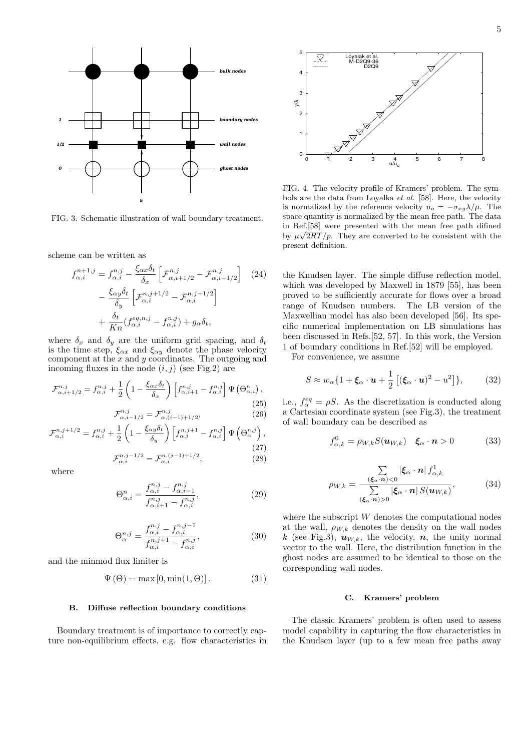FIG. 3. Schematic illustration of wall boundary treatment.

FIG. 4. The velocity profile of Kramers' problem. The symbols are the data from Loyalka *et al.* [58]. Here, the velocity is normalized by the reference velocity $u_o = -\sigma_{xy}\lambda/\mu$. The space quantity is normalized by the mean free path. The data in Ref.[58] were presented with the mean free path difined by $\mu\sqrt{2RT}/p$. They are converted to be consistent with the present definition.

scheme can be written as

$$f_{\alpha,i}^{n+1,j} = f_{\alpha,i}^{n,j} - \frac{\xi_{\alpha x}\delta_t}{\delta_x}\left[\mathcal{F}_{\alpha,i+1/2}^{n,j} - \mathcal{F}_{\alpha,i-1/2}^{n,j}\right] - \frac{\xi_{\alpha y}\delta_t}{\delta_y}\left[\mathcal{F}_{\alpha,i}^{n,j+1/2} - \mathcal{F}_{\alpha,i}^{n,j-1/2}\right] + \frac{\delta_t}{Kn}(f_{\alpha,i}^{eq,n,j} - f_{\alpha,i}^{n,j}) + g_\alpha\delta_t, \quad (24)$$

where $\delta_x$ and $\delta_y$ are the uniform grid spacing, and $\delta_t$ is the time step, $\xi_{\alpha x}$ and $\xi_{\alpha y}$ denote the phase velocity component at the $x$ and $y$ coordinates. The outgoing and incoming fluxes in the node $(i,j)$ (see Fig.2) are

$$\mathcal{F}_{\alpha,i+1/2}^{n,j} = f_{\alpha,i}^{n,j} + \frac{1}{2}\left(1 - \frac{\xi_{\alpha x}\delta_t}{\delta_x}\right)\left[f_{\alpha,i+1}^{n,j} - f_{\alpha,i}^{n,j}\right]\Psi\left(\Theta_{\alpha,i}^{n}\right), \quad (25)$$

$$\mathcal{F}_{\alpha,i-1/2}^{n,j} = \mathcal{F}_{\alpha,(i-1)+1/2}^{n,j}, \quad (26)$$

$$\mathcal{F}_{\alpha,i}^{n,j+1/2} = f_{\alpha,i}^{n,j} + \frac{1}{2}\left(1 - \frac{\xi_{\alpha y}\delta_t}{\delta_y}\right)\left[f_{\alpha,i}^{n,j+1} - f_{\alpha,i}^{n,j}\right]\Psi\left(\Theta_{\alpha}^{n,j}\right), \quad (27)$$

$$\mathcal{F}_{\alpha,i}^{n,j-1/2} = \mathcal{F}_{\alpha,i}^{n,(j-1)+1/2}, \quad (28)$$

where

$$\Theta_{\alpha,i}^{n} = \frac{f_{\alpha,i}^{n,j} - f_{\alpha,i-1}^{n,j}}{f_{\alpha,i+1}^{n,j} - f_{\alpha,i}^{n,j}}, \quad (29)$$

$$\Theta_{\alpha}^{n,j} = \frac{f_{\alpha,i}^{n,j} - f_{\alpha,i}^{n,j-1}}{f_{\alpha,i}^{n,j+1} - f_{\alpha,i}^{n,j}}, \quad (30)$$

and the minmod flux limiter is

$$\Psi(\Theta) = \max\left[0, \min(1,\Theta)\right]. \quad (31)$$

### B. Diffuse reflection boundary conditions

Boundary treatment is of importance to correctly capture non-equilibrium effects, e.g. flow characteristics in the Knudsen layer. The simple diffuse reflection model, which was developed by Maxwell in 1879 [55], has been proved to be sufficiently accurate for flows over a broad range of Knudsen numbers. The LB version of the Maxwellian model has also been developed [56]. Its specific numerical implementation on LB simulations has been discussed in Refs.[52, 57]. In this work, the Version 1 of boundary conditions in Ref.[52] will be employed.

For convenience, we assume

$$S \approx w_\alpha\{1 + \boldsymbol{\xi}_\alpha\cdot\boldsymbol{u} + \frac{1}{2}\left[(\boldsymbol{\xi}_\alpha\cdot\boldsymbol{u})^2 - u^2\right]\}, \quad (32)$$

i.e., $f_\alpha^{eq} = \rho S$. As the discretization is conducted along a Cartesian coordinate system (see Fig.3), the treatment of wall boundary can be described as

$$f_{\alpha,k}^{0} = \rho_{W,k}S(\boldsymbol{u}_{W,k}) \quad \boldsymbol{\xi}_\alpha\cdot\boldsymbol{n} > 0 \quad (33)$$

$$\rho_{W,k} = \frac{\sum\limits_{(\boldsymbol{\xi}_\alpha\cdot\boldsymbol{n})<0}|\boldsymbol{\xi}_\alpha\cdot\boldsymbol{n}|\, f_{\alpha,k}^{1}}{\sum\limits_{(\boldsymbol{\xi}_\alpha\cdot\boldsymbol{n})>0}|\boldsymbol{\xi}_\alpha\cdot\boldsymbol{n}|\, S(\boldsymbol{u}_{W,k})}, \quad (34)$$

where the subscript $W$ denotes the computational nodes at the wall, $\rho_{W,k}$ denotes the density on the wall nodes $k$ (see Fig.3), $\boldsymbol{u}_{W,k}$, the velocity, $\boldsymbol{n}$, the unity normal vector to the wall. Here, the distribution function in the ghost nodes are assumed to be identical to those on the corresponding wall nodes.

### C. Kramers' problem

The classic Kramers' problem is often used to assess model capability in capturing the flow characteristics in the Knudsen layer (up to a few mean free paths away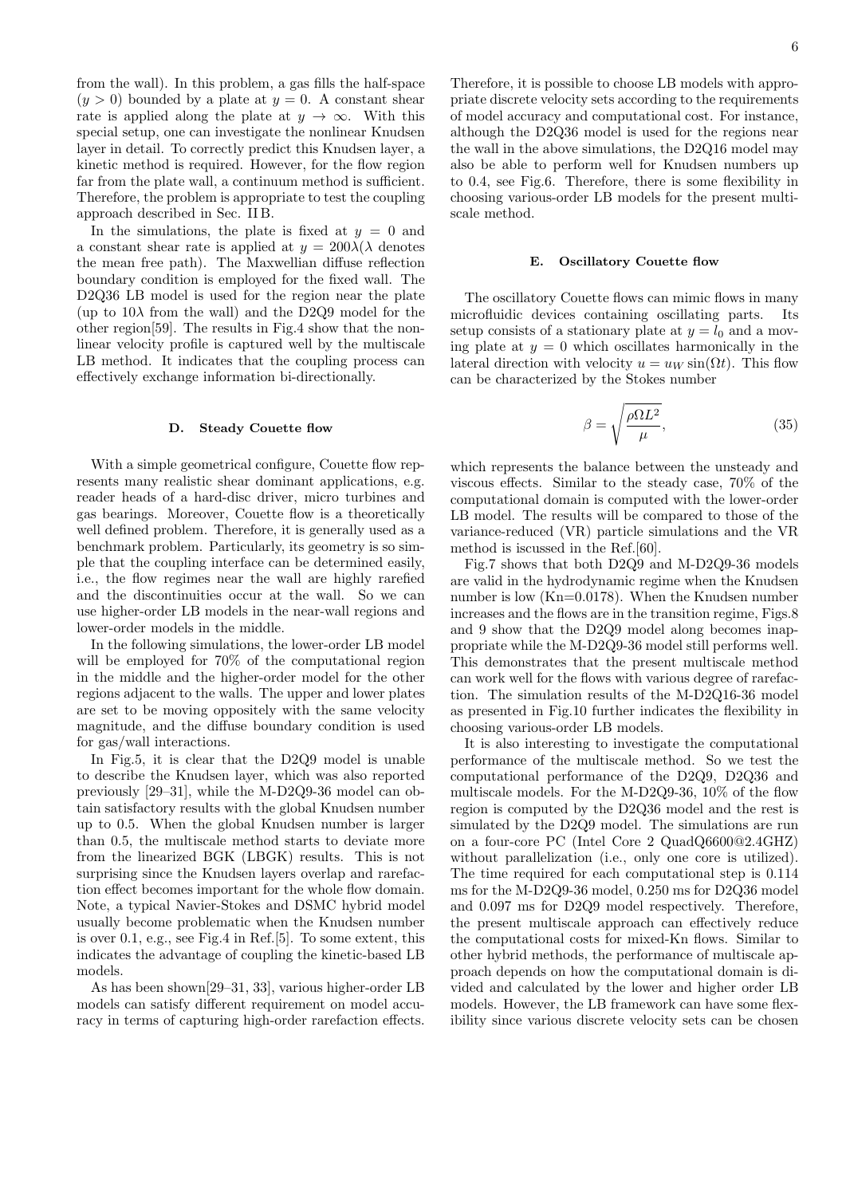from the wall). In this problem, a gas fills the half-space ($y > 0$) bounded by a plate at $y = 0$. A constant shear rate is applied along the plate at $y \to \infty$. With this special setup, one can investigate the nonlinear Knudsen layer in detail. To correctly predict this Knudsen layer, a kinetic method is required. However, for the flow region far from the plate wall, a continuum method is sufficient. Therefore, the problem is appropriate to test the coupling approach described in Sec. II B.

In the simulations, the plate is fixed at $y = 0$ and a constant shear rate is applied at $y = 200\lambda$($\lambda$ denotes the mean free path). The Maxwellian diffuse reflection boundary condition is employed for the fixed wall. The D2Q36 LB model is used for the region near the plate (up to $10\lambda$ from the wall) and the D2Q9 model for the other region[59]. The results in Fig.4 show that the nonlinear velocity profile is captured well by the multiscale LB method. It indicates that the coupling process can effectively exchange information bi-directionally.

### D. Steady Couette flow

With a simple geometrical configure, Couette flow represents many realistic shear dominant applications, e.g. reader heads of a hard-disc driver, micro turbines and gas bearings. Moreover, Couette flow is a theoretically well defined problem. Therefore, it is generally used as a benchmark problem. Particularly, its geometry is so simple that the coupling interface can be determined easily, i.e., the flow regimes near the wall are highly rarefied and the discontinuities occur at the wall. So we can use higher-order LB models in the near-wall regions and lower-order models in the middle.

In the following simulations, the lower-order LB model will be employed for 70% of the computational region in the middle and the higher-order model for the other regions adjacent to the walls. The upper and lower plates are set to be moving oppositely with the same velocity magnitude, and the diffuse boundary condition is used for gas/wall interactions.

In Fig.5, it is clear that the D2Q9 model is unable to describe the Knudsen layer, which was also reported previously [29–31], while the M-D2Q9-36 model can obtain satisfactory results with the global Knudsen number up to 0.5. When the global Knudsen number is larger than 0.5, the multiscale method starts to deviate more from the linearized BGK (LBGK) results. This is not surprising since the Knudsen layers overlap and rarefaction effect becomes important for the whole flow domain. Note, a typical Navier-Stokes and DSMC hybrid model usually become problematic when the Knudsen number is over 0.1, e.g., see Fig.4 in Ref.[5]. To some extent, this indicates the advantage of coupling the kinetic-based LB models.

As has been shown[29–31, 33], various higher-order LB models can satisfy different requirement on model accuracy in terms of capturing high-order rarefaction effects. Therefore, it is possible to choose LB models with appropriate discrete velocity sets according to the requirements of model accuracy and computational cost. For instance, although the D2Q36 model is used for the regions near the wall in the above simulations, the D2Q16 model may also be able to perform well for Knudsen numbers up to 0.4, see Fig.6. Therefore, there is some flexibility in choosing various-order LB models for the present multiscale method.

### E. Oscillatory Couette flow

The oscillatory Couette flows can mimic flows in many microfluidic devices containing oscillating parts. Its setup consists of a stationary plate at $y = l_0$ and a moving plate at $y = 0$ which oscillates harmonically in the lateral direction with velocity $u = u_W \sin(\Omega t)$. This flow can be characterized by the Stokes number

$$\beta = \sqrt{\frac{\rho \Omega L^2}{\mu}}, \tag{35}$$

which represents the balance between the unsteady and viscous effects. Similar to the steady case, 70% of the computational domain is computed with the lower-order LB model. The results will be compared to those of the variance-reduced (VR) particle simulations and the VR method is iscussed in the Ref.[60].

Fig.7 shows that both D2Q9 and M-D2Q9-36 models are valid in the hydrodynamic regime when the Knudsen number is low (Kn=0.0178). When the Knudsen number increases and the flows are in the transition regime, Figs.8 and 9 show that the D2Q9 model along becomes inappropriate while the M-D2Q9-36 model still performs well. This demonstrates that the present multiscale method can work well for the flows with various degree of rarefaction. The simulation results of the M-D2Q16-36 model as presented in Fig.10 further indicates the flexibility in choosing various-order LB models.

It is also interesting to investigate the computational performance of the multiscale method. So we test the computational performance of the D2Q9, D2Q36 and multiscale models. For the M-D2Q9-36, 10% of the flow region is computed by the D2Q36 model and the rest is simulated by the D2Q9 model. The simulations are run on a four-core PC (Intel Core 2 QuadQ6600@2.4GHZ) without parallelization (i.e., only one core is utilized). The time required for each computational step is 0.114 ms for the M-D2Q9-36 model, 0.250 ms for D2Q36 model and 0.097 ms for D2Q9 model respectively. Therefore, the present multiscale approach can effectively reduce the computational costs for mixed-Kn flows. Similar to other hybrid methods, the performance of multiscale approach depends on how the computational domain is divided and calculated by the lower and higher order LB models. However, the LB framework can have some flexibility since various discrete velocity sets can be chosen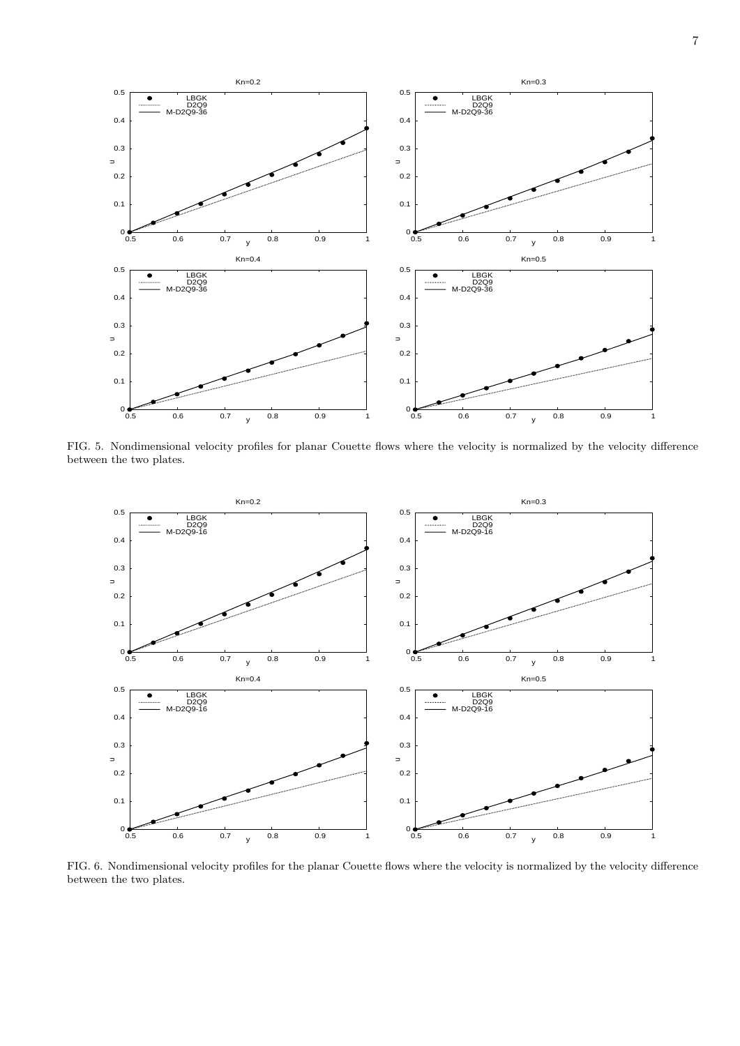FIG. 5. Nondimensional velocity profiles for planar Couette flows where the velocity is normalized by the velocity difference between the two plates.

FIG. 6. Nondimensional velocity profiles for the planar Couette flows where the velocity is normalized by the velocity difference between the two plates.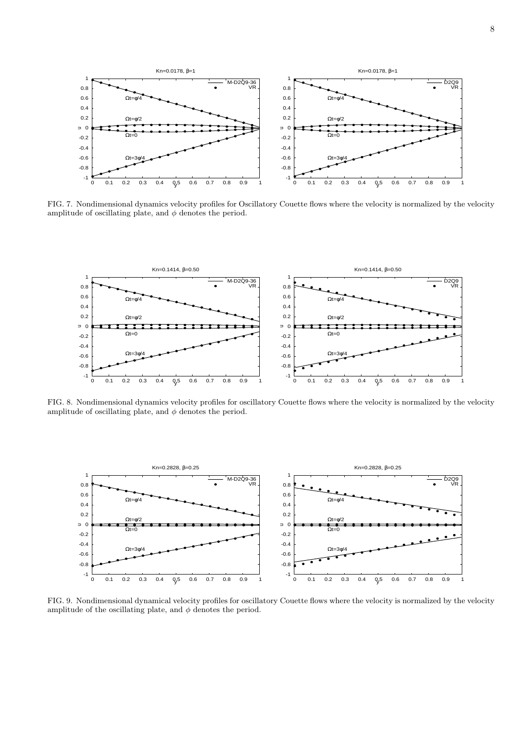FIG. 7. Nondimensional dynamics velocity profiles for Oscillatory Couette flows where the velocity is normalized by the velocity amplitude of oscillating plate, and $\phi$ denotes the period.

FIG. 8. Nondimensional dynamics velocity profiles for oscillatory Couette flows where the velocity is normalized by the velocity amplitude of oscillating plate, and $\phi$ denotes the period.

FIG. 9. Nondimensional dynamical velocity profiles for oscillatory Couette flows where the velocity is normalized by the velocity amplitude of the oscillating plate, and $\phi$ denotes the period.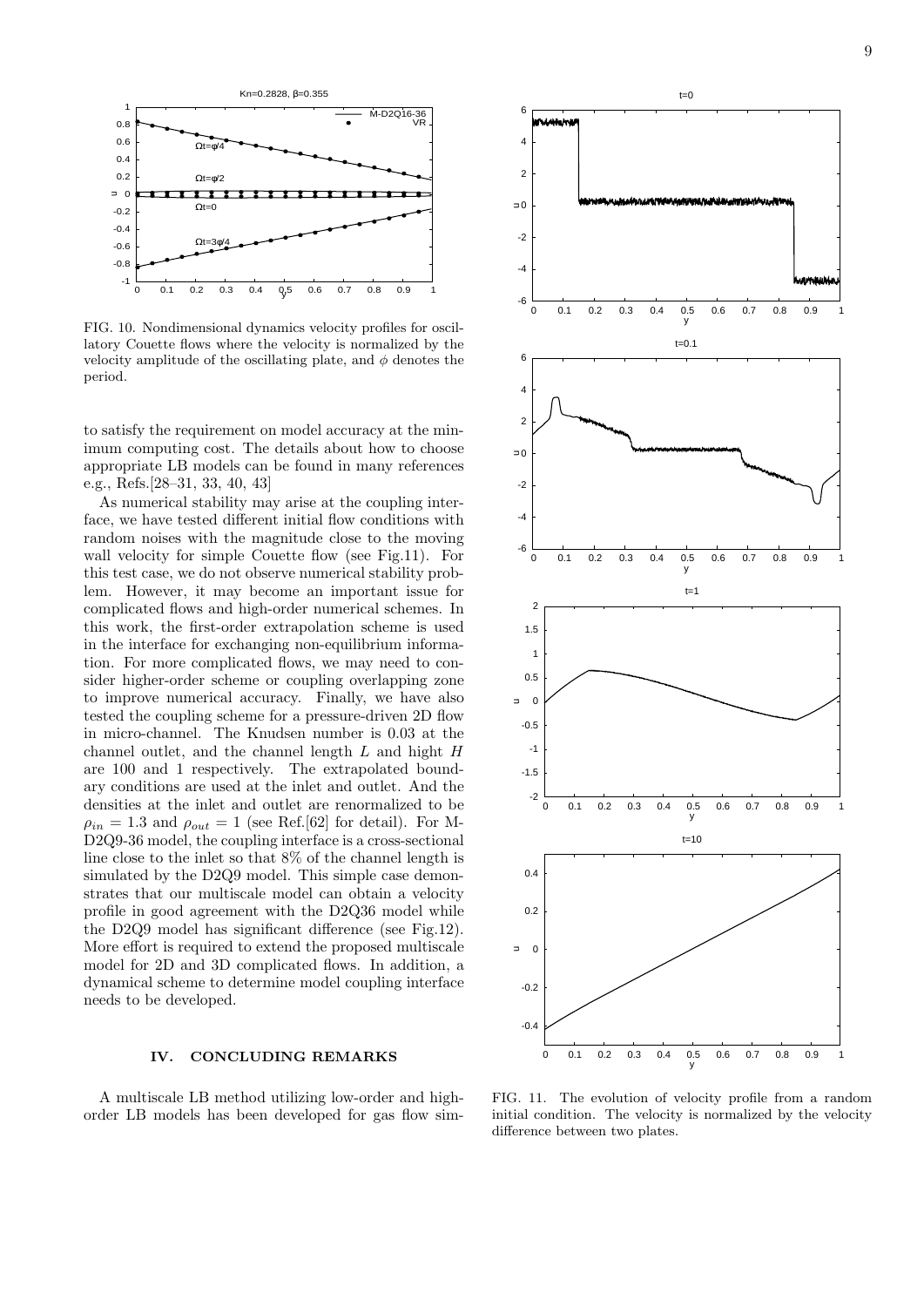FIG. 10. Nondimensional dynamics velocity profiles for oscillatory Couette flows where the velocity is normalized by the velocity amplitude of the oscillating plate, and $\phi$ denotes the period.

to satisfy the requirement on model accuracy at the minimum computing cost. The details about how to choose appropriate LB models can be found in many references e.g., Refs.[28–31, 33, 40, 43]

As numerical stability may arise at the coupling interface, we have tested different initial flow conditions with random noises with the magnitude close to the moving wall velocity for simple Couette flow (see Fig.11). For this test case, we do not observe numerical stability problem. However, it may become an important issue for complicated flows and high-order numerical schemes. In this work, the first-order extrapolation scheme is used in the interface for exchanging non-equilibrium information. For more complicated flows, we may need to consider higher-order scheme or coupling overlapping zone to improve numerical accuracy. Finally, we have also tested the coupling scheme for a pressure-driven 2D flow in micro-channel. The Knudsen number is 0.03 at the channel outlet, and the channel length $L$ and hight $H$ are 100 and 1 respectively. The extrapolated boundary conditions are used at the inlet and outlet. And the densities at the inlet and outlet are renormalized to be $\rho_{in} = 1.3$ and $\rho_{out} = 1$ (see Ref.[62] for detail). For M-D2Q9-36 model, the coupling interface is a cross-sectional line close to the inlet so that 8% of the channel length is simulated by the D2Q9 model. This simple case demonstrates that our multiscale model can obtain a velocity profile in good agreement with the D2Q36 model while the D2Q9 model has significant difference (see Fig.12). More effort is required to extend the proposed multiscale model for 2D and 3D complicated flows. In addition, a dynamical scheme to determine model coupling interface needs to be developed.

FIG. 11. The evolution of velocity profile from a random initial condition. The velocity is normalized by the velocity difference between two plates.

## IV. CONCLUDING REMARKS

A multiscale LB method utilizing low-order and high-order LB models has been developed for gas flow sim-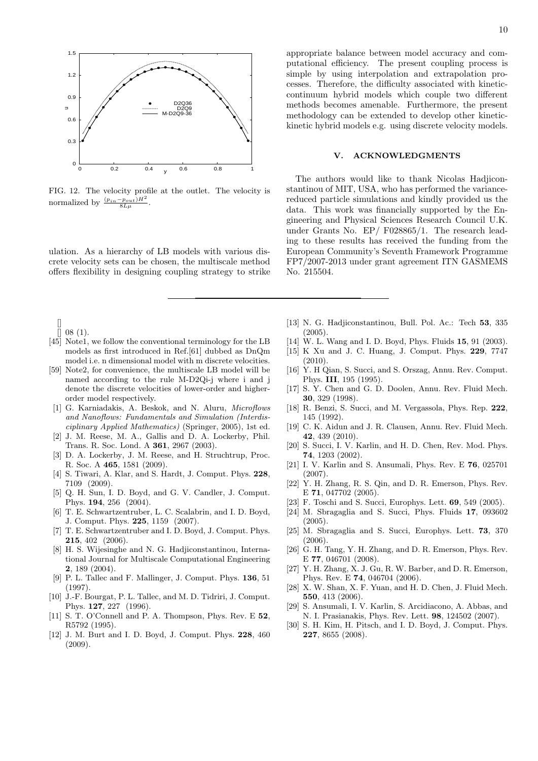FIG. 12. The velocity profile at the outlet. The velocity is normalized by $\frac{(p_{in}-p_{out})H^2}{8L\mu}$.

ulation. As a hierarchy of LB models with various discrete velocity sets can be chosen, the multiscale method offers flexibility in designing coupling strategy to strike appropriate balance between model accuracy and computational efficiency. The present coupling process is simple by using interpolation and extrapolation processes. Therefore, the difficulty associated with kinetic-continuum hybrid models which couple two different methods becomes amenable. Furthermore, the present methodology can be extended to develop other kinetic-kinetic hybrid models e.g. using discrete velocity models.

## V. ACKNOWLEDGMENTS

The authors would like to thank Nicolas Hadjiconstantinou of MIT, USA, who has performed the variance-reduced particle simulations and kindly provided us the data. This work was financially supported by the Engineering and Physical Sciences Research Council U.K. under Grants No. EP/ F028865/1. The research leading to these results has received the funding from the European Community's Seventh Framework Programme FP7/2007-2013 under grant agreement ITN GASMEMS No. 215504.

---

[]
[] 08 (1).

[45] Note1, we follow the conventional terminology for the LB models as first introduced in Ref.[61] dubbed as DnQm model i.e. n dimensional model with m discrete velocities.

[59] Note2, for convenience, the multiscale LB model will be named according to the rule M-D2Qi-j where i and j denote the discrete velocities of lower-order and higher-order model respectively.

[1] G. Karniadakis, A. Beskok, and N. Aluru, *Microflows and Nanoflows: Fundamentals and Simulation (Interdisciplinary Applied Mathematics)* (Springer, 2005), 1st ed.

[2] J. M. Reese, M. A., Gallis and D. A. Lockerby, Phil. Trans. R. Soc. Lond. A **361**, 2967 (2003).

[3] D. A. Lockerby, J. M. Reese, and H. Struchtrup, Proc. R. Soc. A **465**, 1581 (2009).

[4] S. Tiwari, A. Klar, and S. Hardt, J. Comput. Phys. **228**, 7109 (2009).

[5] Q. H. Sun, I. D. Boyd, and G. V. Candler, J. Comput. Phys. **194**, 256 (2004).

[6] T. E. Schwartzentruber, L. C. Scalabrin, and I. D. Boyd, J. Comput. Phys. **225**, 1159 (2007).

[7] T. E. Schwartzentruber and I. D. Boyd, J. Comput. Phys. **215**, 402 (2006).

[8] H. S. Wijesinghe and N. G. Hadjiconstantinou, International Journal for Multiscale Computational Engineering **2**, 189 (2004).

[9] P. L. Tallec and F. Mallinger, J. Comput. Phys. **136**, 51 (1997).

[10] J.-F. Bourgat, P. L. Tallec, and M. D. Tidriri, J. Comput. Phys. **127**, 227 (1996).

[11] S. T. O'Connell and P. A. Thompson, Phys. Rev. E **52**, R5792 (1995).

[12] J. M. Burt and I. D. Boyd, J. Comput. Phys. **228**, 460 (2009).

[13] N. G. Hadjiconstantinou, Bull. Pol. Ac.: Tech **53**, 335 (2005).

[14] W. L. Wang and I. D. Boyd, Phys. Fluids **15**, 91 (2003).

[15] K Xu and J. C. Huang, J. Comput. Phys. **229**, 7747 (2010).

[16] Y. H Qian, S. Succi, and S. Orszag, Annu. Rev. Comput. Phys. **III**, 195 (1995).

[17] S. Y. Chen and G. D. Doolen, Annu. Rev. Fluid Mech. **30**, 329 (1998).

[18] R. Benzi, S. Succi, and M. Vergassola, Phys. Rep. **222**, 145 (1992).

[19] C. K. Aidun and J. R. Clausen, Annu. Rev. Fluid Mech. **42**, 439 (2010).

[20] S. Succi, I. V. Karlin, and H. D. Chen, Rev. Mod. Phys. **74**, 1203 (2002).

[21] I. V. Karlin and S. Ansumali, Phys. Rev. E **76**, 025701 (2007).

[22] Y. H. Zhang, R. S. Qin, and D. R. Emerson, Phys. Rev. E **71**, 047702 (2005).

[23] F. Toschi and S. Succi, Europhys. Lett. **69**, 549 (2005).

[24] M. Sbragaglia and S. Succi, Phys. Fluids **17**, 093602 (2005).

[25] M. Sbragaglia and S. Succi, Europhys. Lett. **73**, 370 (2006).

[26] G. H. Tang, Y. H. Zhang, and D. R. Emerson, Phys. Rev. E **77**, 046701 (2008).

[27] Y. H. Zhang, X. J. Gu, R. W. Barber, and D. R. Emerson, Phys. Rev. E **74**, 046704 (2006).

[28] X. W. Shan, X. F. Yuan, and H. D. Chen, J. Fluid Mech. **550**, 413 (2006).

[29] S. Ansumali, I. V. Karlin, S. Arcidiacono, A. Abbas, and N. I. Prasianakis, Phys. Rev. Lett. **98**, 124502 (2007).

[30] S. H. Kim, H. Pitsch, and I. D. Boyd, J. Comput. Phys. **227**, 8655 (2008).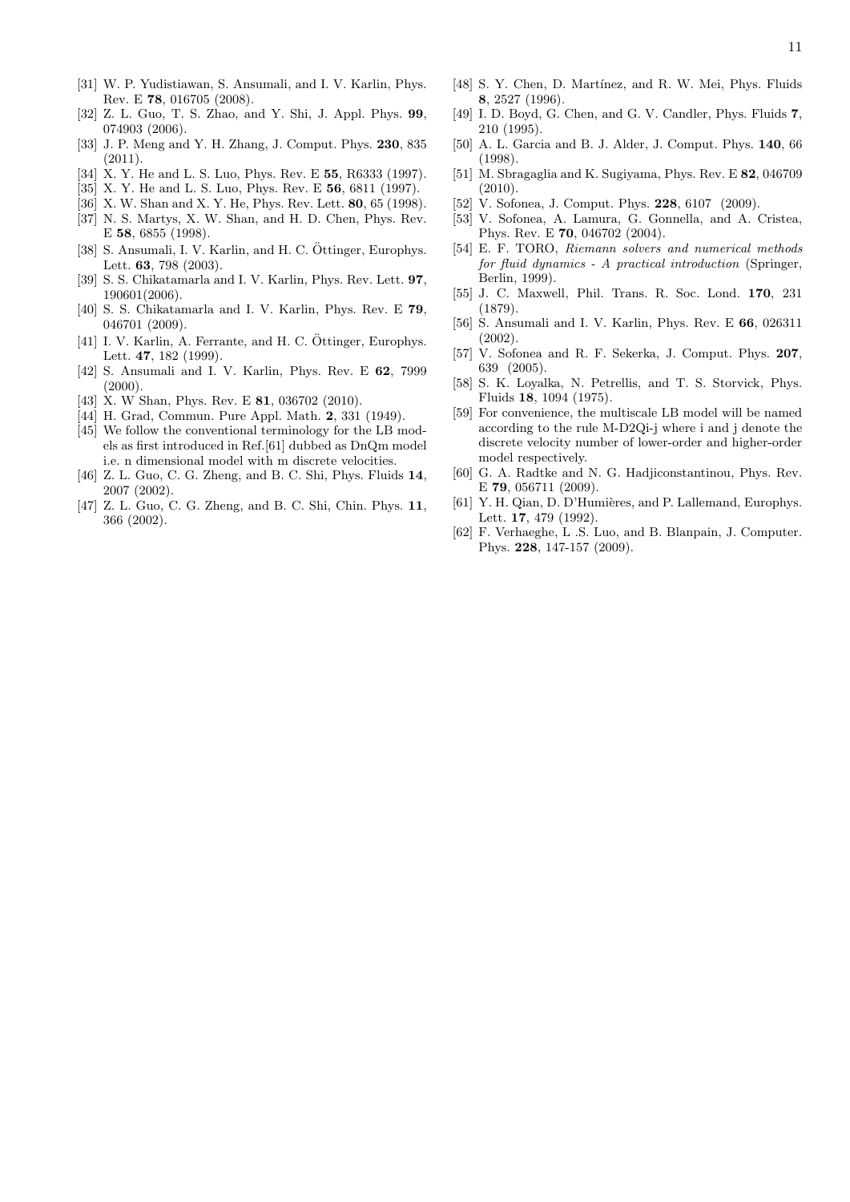[31] W. P. Yudistiawan, S. Ansumali, and I. V. Karlin, Phys. Rev. E **78**, 016705 (2008).

[32] Z. L. Guo, T. S. Zhao, and Y. Shi, J. Appl. Phys. **99**, 074903 (2006).

[33] J. P. Meng and Y. H. Zhang, J. Comput. Phys. **230**, 835 (2011).

[34] X. Y. He and L. S. Luo, Phys. Rev. E **55**, R6333 (1997).

[35] X. Y. He and L. S. Luo, Phys. Rev. E **56**, 6811 (1997).

[36] X. W. Shan and X. Y. He, Phys. Rev. Lett. **80**, 65 (1998).

[37] N. S. Martys, X. W. Shan, and H. D. Chen, Phys. Rev. E **58**, 6855 (1998).

[38] S. Ansumali, I. V. Karlin, and H. C. Öttinger, Europhys. Lett. **63**, 798 (2003).

[39] S. S. Chikatamarla and I. V. Karlin, Phys. Rev. Lett. **97**, 190601(2006).

[40] S. S. Chikatamarla and I. V. Karlin, Phys. Rev. E **79**, 046701 (2009).

[41] I. V. Karlin, A. Ferrante, and H. C. Öttinger, Europhys. Lett. **47**, 182 (1999).

[42] S. Ansumali and I. V. Karlin, Phys. Rev. E **62**, 7999 (2000).

[43] X. W Shan, Phys. Rev. E **81**, 036702 (2010).

[44] H. Grad, Commun. Pure Appl. Math. **2**, 331 (1949).

[45] We follow the conventional terminology for the LB models as first introduced in Ref.[61] dubbed as DnQm model i.e. n dimensional model with m discrete velocities.

[46] Z. L. Guo, C. G. Zheng, and B. C. Shi, Phys. Fluids **14**, 2007 (2002).

[47] Z. L. Guo, C. G. Zheng, and B. C. Shi, Chin. Phys. **11**, 366 (2002).

[48] S. Y. Chen, D. Martínez, and R. W. Mei, Phys. Fluids **8**, 2527 (1996).

[49] I. D. Boyd, G. Chen, and G. V. Candler, Phys. Fluids **7**, 210 (1995).

[50] A. L. Garcia and B. J. Alder, J. Comput. Phys. **140**, 66 (1998).

[51] M. Sbragaglia and K. Sugiyama, Phys. Rev. E **82**, 046709 (2010).

[52] V. Sofonea, J. Comput. Phys. **228**, 6107 (2009).

[53] V. Sofonea, A. Lamura, G. Gonnella, and A. Cristea, Phys. Rev. E **70**, 046702 (2004).

[54] E. F. TORO, *Riemann solvers and numerical methods for fluid dynamics - A practical introduction* (Springer, Berlin, 1999).

[55] J. C. Maxwell, Phil. Trans. R. Soc. Lond. **170**, 231 (1879).

[56] S. Ansumali and I. V. Karlin, Phys. Rev. E **66**, 026311 (2002).

[57] V. Sofonea and R. F. Sekerka, J. Comput. Phys. **207**, 639 (2005).

[58] S. K. Loyalka, N. Petrellis, and T. S. Storvick, Phys. Fluids **18**, 1094 (1975).

[59] For convenience, the multiscale LB model will be named according to the rule M-D2Qi-j where i and j denote the discrete velocity number of lower-order and higher-order model respectively.

[60] G. A. Radtke and N. G. Hadjiconstantinou, Phys. Rev. E **79**, 056711 (2009).

[61] Y. H. Qian, D. D'Humières, and P. Lallemand, Europhys. Lett. **17**, 479 (1992).

[62] F. Verhaeghe, L .S. Luo, and B. Blanpain, J. Computer. Phys. **228**, 147-157 (2009).